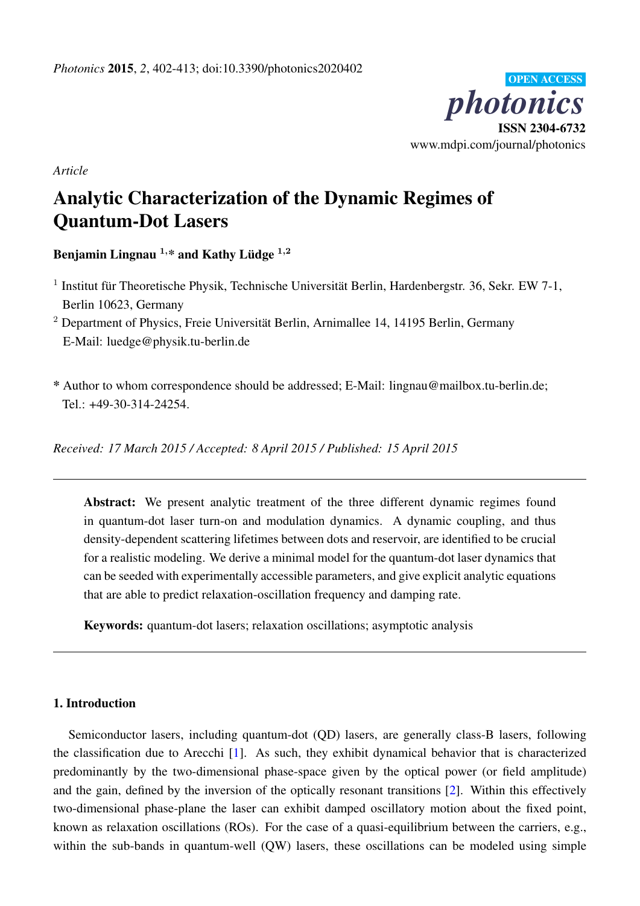*Article*

# Analytic Characterization of the Dynamic Regimes of Quantum-Dot Lasers

**Benjamin Lingnau [1,*] and Kathy Lüdge [1,2]**

[1] Institut für Theoretische Physik, Technische Universität Berlin, Hardenbergstr. 36, Sekr. EW 7-1, Berlin 10623, Germany

[2] Department of Physics, Freie Universität Berlin, Arnimallee 14, 14195 Berlin, Germany
E-Mail: luedge@physik.tu-berlin.de

\* Author to whom correspondence should be addressed; E-Mail: lingnau@mailbox.tu-berlin.de; Tel.: +49-30-314-24254.

*Received: 17 March 2015 / Accepted: 8 April 2015 / Published: 15 April 2015*

---

**Abstract:** We present analytic treatment of the three different dynamic regimes found in quantum-dot laser turn-on and modulation dynamics. A dynamic coupling, and thus density-dependent scattering lifetimes between dots and reservoir, are identified to be crucial for a realistic modeling. We derive a minimal model for the quantum-dot laser dynamics that can be seeded with experimentally accessible parameters, and give explicit analytic equations that are able to predict relaxation-oscillation frequency and damping rate.

**Keywords:** quantum-dot lasers; relaxation oscillations; asymptotic analysis

---

## 1. Introduction

Semiconductor lasers, including quantum-dot (QD) lasers, are generally class-B lasers, following the classification due to Arecchi [1]. As such, they exhibit dynamical behavior that is characterized predominantly by the two-dimensional phase-space given by the optical power (or field amplitude) and the gain, defined by the inversion of the optically resonant transitions [2]. Within this effectively two-dimensional phase-plane the laser can exhibit damped oscillatory motion about the fixed point, known as relaxation oscillations (ROs). For the case of a quasi-equilibrium between the carriers, e.g., within the sub-bands in quantum-well (QW) lasers, these oscillations can be modeled using simple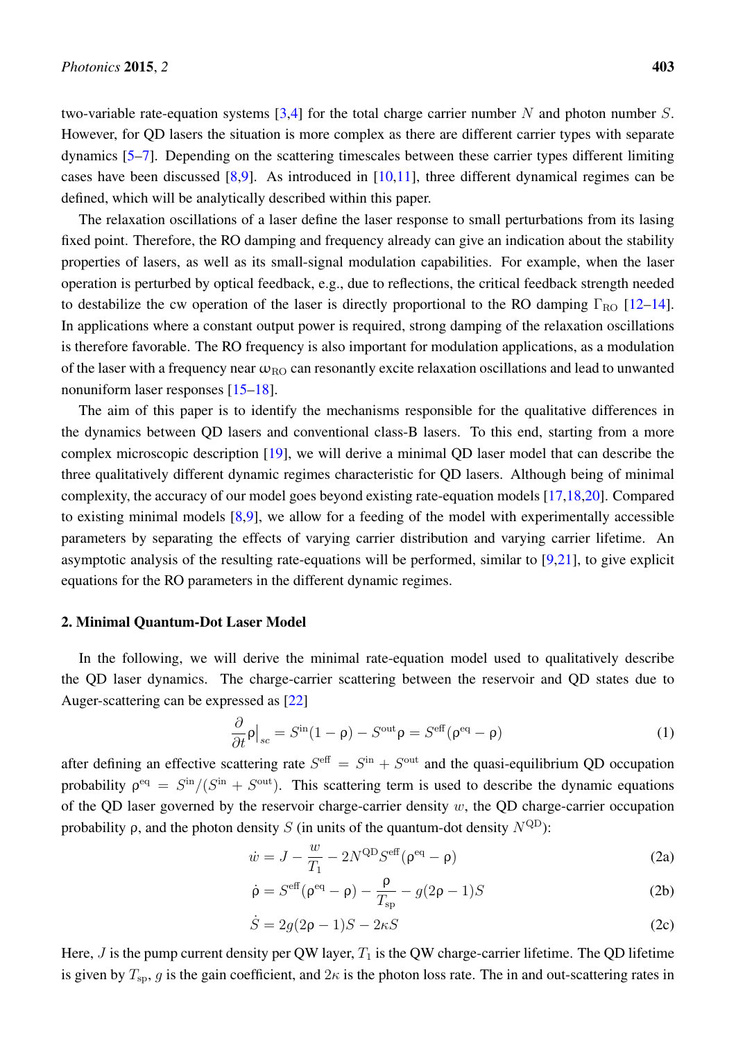two-variable rate-equation systems [3,4] for the total charge carrier number $N$ and photon number $S$. However, for QD lasers the situation is more complex as there are different carrier types with separate dynamics [5–7]. Depending on the scattering timescales between these carrier types different limiting cases have been discussed [8,9]. As introduced in [10,11], three different dynamical regimes can be defined, which will be analytically described within this paper.

The relaxation oscillations of a laser define the laser response to small perturbations from its lasing fixed point. Therefore, the RO damping and frequency already can give an indication about the stability properties of lasers, as well as its small-signal modulation capabilities. For example, when the laser operation is perturbed by optical feedback, e.g., due to reflections, the critical feedback strength needed to destabilize the cw operation of the laser is directly proportional to the RO damping $\Gamma_{\mathrm{RO}}$ [12–14]. In applications where a constant output power is required, strong damping of the relaxation oscillations is therefore favorable. The RO frequency is also important for modulation applications, as a modulation of the laser with a frequency near $\omega_{\mathrm{RO}}$ can resonantly excite relaxation oscillations and lead to unwanted nonuniform laser responses [15–18].

The aim of this paper is to identify the mechanisms responsible for the qualitative differences in the dynamics between QD lasers and conventional class-B lasers. To this end, starting from a more complex microscopic description [19], we will derive a minimal QD laser model that can describe the three qualitatively different dynamic regimes characteristic for QD lasers. Although being of minimal complexity, the accuracy of our model goes beyond existing rate-equation models [17,18,20]. Compared to existing minimal models [8,9], we allow for a feeding of the model with experimentally accessible parameters by separating the effects of varying carrier distribution and varying carrier lifetime. An asymptotic analysis of the resulting rate-equations will be performed, similar to [9,21], to give explicit equations for the RO parameters in the different dynamic regimes.

## 2. Minimal Quantum-Dot Laser Model

In the following, we will derive the minimal rate-equation model used to qualitatively describe the QD laser dynamics. The charge-carrier scattering between the reservoir and QD states due to Auger-scattering can be expressed as [22]

$$\frac{\partial}{\partial t}\rho\Big|_{sc} = S^{\mathrm{in}}(1-\rho) - S^{\mathrm{out}}\rho = S^{\mathrm{eff}}(\rho^{\mathrm{eq}} - \rho) \tag{1}$$

after defining an effective scattering rate $S^{\mathrm{eff}} = S^{\mathrm{in}} + S^{\mathrm{out}}$ and the quasi-equilibrium QD occupation probability $\rho^{\mathrm{eq}} = S^{\mathrm{in}}/(S^{\mathrm{in}} + S^{\mathrm{out}})$. This scattering term is used to describe the dynamic equations of the QD laser governed by the reservoir charge-carrier density $w$, the QD charge-carrier occupation probability $\rho$, and the photon density $S$ (in units of the quantum-dot density $N^{\mathrm{QD}}$):

$$\dot{w} = J - \frac{w}{T_1} - 2N^{\mathrm{QD}}S^{\mathrm{eff}}(\rho^{\mathrm{eq}} - \rho) \tag{2a}$$

$$\dot{\rho} = S^{\mathrm{eff}}(\rho^{\mathrm{eq}} - \rho) - \frac{\rho}{T_{\mathrm{sp}}} - g(2\rho - 1)S \tag{2b}$$

$$\dot{S} = 2g(2\rho - 1)S - 2\kappa S \tag{2c}$$

Here, $J$ is the pump current density per QW layer, $T_1$ is the QW charge-carrier lifetime. The QD lifetime is given by $T_{\mathrm{sp}}$, $g$ is the gain coefficient, and $2\kappa$ is the photon loss rate. The in and out-scattering rates in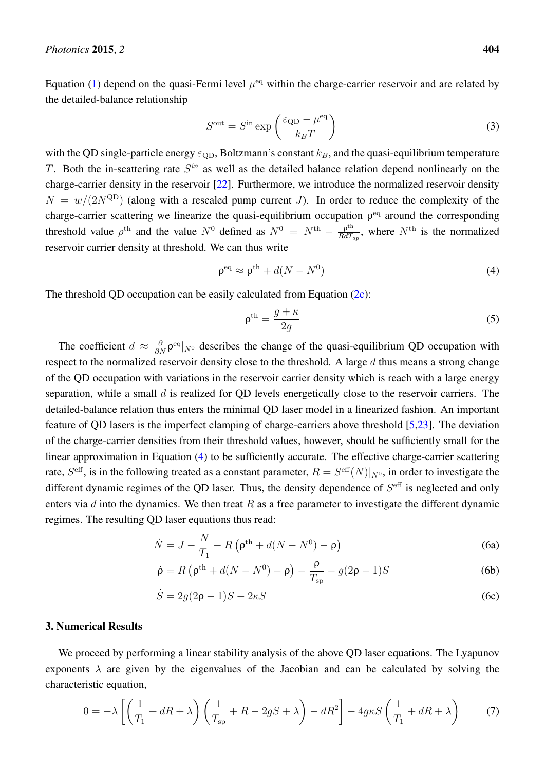Equation (1) depend on the quasi-Fermi level $\mu^{\rm eq}$ within the charge-carrier reservoir and are related by the detailed-balance relationship

$$S^{\rm out} = S^{\rm in} \exp\left(\frac{\varepsilon_{\rm QD} - \mu^{\rm eq}}{k_B T}\right) \tag{3}$$

with the QD single-particle energy $\varepsilon_{\rm QD}$, Boltzmann's constant $k_B$, and the quasi-equilibrium temperature $T$. Both the in-scattering rate $S^{in}$ as well as the detailed balance relation depend nonlinearly on the charge-carrier density in the reservoir [22]. Furthermore, we introduce the normalized reservoir density $N = w/(2N^{\rm QD})$ (along with a rescaled pump current $J$). In order to reduce the complexity of the charge-carrier scattering we linearize the quasi-equilibrium occupation $\rho^{\rm eq}$ around the corresponding threshold value $\rho^{\rm th}$ and the value $N^0$ defined as $N^0 = N^{\rm th} - \frac{\rho^{\rm th}}{RdT_{sp}}$, where $N^{\rm th}$ is the normalized reservoir carrier density at threshold. We can thus write

$$\rho^{\rm eq} \approx \rho^{\rm th} + d(N - N^0) \tag{4}$$

The threshold QD occupation can be easily calculated from Equation (2c):

$$\rho^{\rm th} = \frac{g + \kappa}{2g} \tag{5}$$

The coefficient $d \approx \frac{\partial}{\partial N}\rho^{\rm eq}|_{N^0}$ describes the change of the quasi-equilibrium QD occupation with respect to the normalized reservoir density close to the threshold. A large $d$ thus means a strong change of the QD occupation with variations in the reservoir carrier density which is reach with a large energy separation, while a small $d$ is realized for QD levels energetically close to the reservoir carriers. The detailed-balance relation thus enters the minimal QD laser model in a linearized fashion. An important feature of QD lasers is the imperfect clamping of charge-carriers above threshold [5,23]. The deviation of the charge-carrier densities from their threshold values, however, should be sufficiently small for the linear approximation in Equation (4) to be sufficiently accurate. The effective charge-carrier scattering rate, $S^{\rm eff}$, is in the following treated as a constant parameter, $R = S^{\rm eff}(N)|_{N^0}$, in order to investigate the different dynamic regimes of the QD laser. Thus, the density dependence of $S^{\rm eff}$ is neglected and only enters via $d$ into the dynamics. We then treat $R$ as a free parameter to investigate the different dynamic regimes. The resulting QD laser equations thus read:

$$\dot{N} = J - \frac{N}{T_1} - R\left(\rho^{\rm th} + d(N - N^0) - \rho\right) \tag{6a}$$

$$\dot{\rho} = R\left(\rho^{\rm th} + d(N - N^0) - \rho\right) - \frac{\rho}{T_{\rm sp}} - g(2\rho - 1)S \tag{6b}$$

$$\dot{S} = 2g(2\rho - 1)S - 2\kappa S \tag{6c}$$

## 3. Numerical Results

We proceed by performing a linear stability analysis of the above QD laser equations. The Lyapunov exponents $\lambda$ are given by the eigenvalues of the Jacobian and can be calculated by solving the characteristic equation,

$$0 = -\lambda\left[\left(\frac{1}{T_1} + dR + \lambda\right)\left(\frac{1}{T_{\rm sp}} + R - 2gS + \lambda\right) - dR^2\right] - 4g\kappa S\left(\frac{1}{T_1} + dR + \lambda\right) \tag{7}$$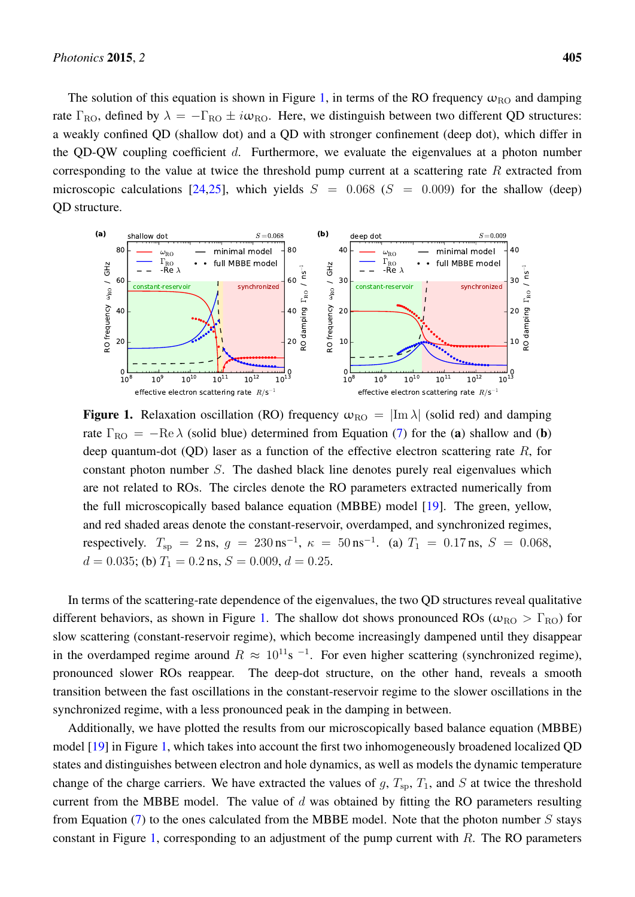The solution of this equation is shown in Figure 1, in terms of the RO frequency $\omega_{\rm RO}$ and damping rate $\Gamma_{\rm RO}$, defined by $\lambda = -\Gamma_{\rm RO} \pm i\omega_{\rm RO}$. Here, we distinguish between two different QD structures: a weakly confined QD (shallow dot) and a QD with stronger confinement (deep dot), which differ in the QD-QW coupling coefficient $d$. Furthermore, we evaluate the eigenvalues at a photon number corresponding to the value at twice the threshold pump current at a scattering rate $R$ extracted from microscopic calculations [24,25], which yields $S = 0.068$ ($S = 0.009$) for the shallow (deep) QD structure.

**Figure 1.** Relaxation oscillation (RO) frequency $\omega_{\rm RO} = |{\rm Im}\,\lambda|$ (solid red) and damping rate $\Gamma_{\rm RO} = -{\rm Re}\,\lambda$ (solid blue) determined from Equation (7) for the (**a**) shallow and (**b**) deep quantum-dot (QD) laser as a function of the effective electron scattering rate $R$, for constant photon number $S$. The dashed black line denotes purely real eigenvalues which are not related to ROs. The circles denote the RO parameters extracted numerically from the full microscopically based balance equation (MBBE) model [19]. The green, yellow, and red shaded areas denote the constant-reservoir, overdamped, and synchronized regimes, respectively. $T_{\rm sp} = 2\,{\rm ns}$, $g = 230\,{\rm ns}^{-1}$, $\kappa = 50\,{\rm ns}^{-1}$. (a) $T_1 = 0.17\,{\rm ns}$, $S = 0.068$, $d = 0.035$; (b) $T_1 = 0.2\,{\rm ns}$, $S = 0.009$, $d = 0.25$.

In terms of the scattering-rate dependence of the eigenvalues, the two QD structures reveal qualitative different behaviors, as shown in Figure 1. The shallow dot shows pronounced ROs ($\omega_{\rm RO} > \Gamma_{\rm RO}$) for slow scattering (constant-reservoir regime), which become increasingly dampened until they disappear in the overdamped regime around $R \approx 10^{11}{\rm s}^{-1}$. For even higher scattering (synchronized regime), pronounced slower ROs reappear. The deep-dot structure, on the other hand, reveals a smooth transition between the fast oscillations in the constant-reservoir regime to the slower oscillations in the synchronized regime, with a less pronounced peak in the damping in between.

Additionally, we have plotted the results from our microscopically based balance equation (MBBE) model [19] in Figure 1, which takes into account the first two inhomogeneously broadened localized QD states and distinguishes between electron and hole dynamics, as well as models the dynamic temperature change of the charge carriers. We have extracted the values of $g$, $T_{\rm sp}$, $T_1$, and $S$ at twice the threshold current from the MBBE model. The value of $d$ was obtained by fitting the RO parameters resulting from Equation (7) to the ones calculated from the MBBE model. Note that the photon number $S$ stays constant in Figure 1, corresponding to an adjustment of the pump current with $R$. The RO parameters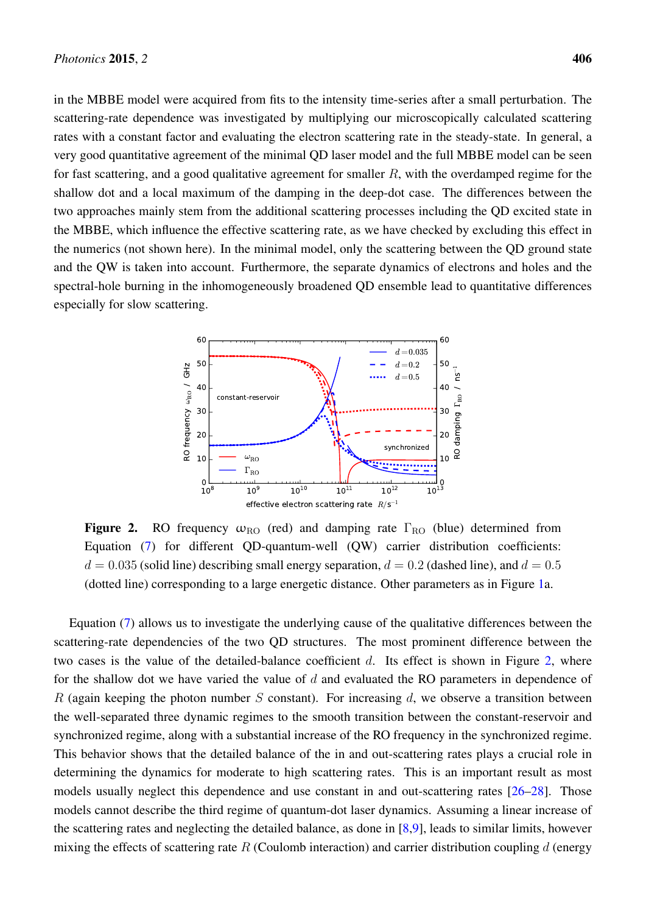in the MBBE model were acquired from fits to the intensity time-series after a small perturbation. The scattering-rate dependence was investigated by multiplying our microscopically calculated scattering rates with a constant factor and evaluating the electron scattering rate in the steady-state. In general, a very good quantitative agreement of the minimal QD laser model and the full MBBE model can be seen for fast scattering, and a good qualitative agreement for smaller $R$, with the overdamped regime for the shallow dot and a local maximum of the damping in the deep-dot case. The differences between the two approaches mainly stem from the additional scattering processes including the QD excited state in the MBBE, which influence the effective scattering rate, as we have checked by excluding this effect in the numerics (not shown here). In the minimal model, only the scattering between the QD ground state and the QW is taken into account. Furthermore, the separate dynamics of electrons and holes and the spectral-hole burning in the inhomogeneously broadened QD ensemble lead to quantitative differences especially for slow scattering.

**Figure 2.** RO frequency $\omega_{\mathrm{RO}}$ (red) and damping rate $\Gamma_{\mathrm{RO}}$ (blue) determined from Equation (7) for different QD-quantum-well (QW) carrier distribution coefficients: $d = 0.035$ (solid line) describing small energy separation, $d = 0.2$ (dashed line), and $d = 0.5$ (dotted line) corresponding to a large energetic distance. Other parameters as in Figure 1a.

Equation (7) allows us to investigate the underlying cause of the qualitative differences between the scattering-rate dependencies of the two QD structures. The most prominent difference between the two cases is the value of the detailed-balance coefficient $d$. Its effect is shown in Figure 2, where for the shallow dot we have varied the value of $d$ and evaluated the RO parameters in dependence of $R$ (again keeping the photon number $S$ constant). For increasing $d$, we observe a transition between the well-separated three dynamic regimes to the smooth transition between the constant-reservoir and synchronized regime, along with a substantial increase of the RO frequency in the synchronized regime. This behavior shows that the detailed balance of the in and out-scattering rates plays a crucial role in determining the dynamics for moderate to high scattering rates. This is an important result as most models usually neglect this dependence and use constant in and out-scattering rates [26–28]. Those models cannot describe the third regime of quantum-dot laser dynamics. Assuming a linear increase of the scattering rates and neglecting the detailed balance, as done in [8,9], leads to similar limits, however mixing the effects of scattering rate $R$ (Coulomb interaction) and carrier distribution coupling $d$ (energy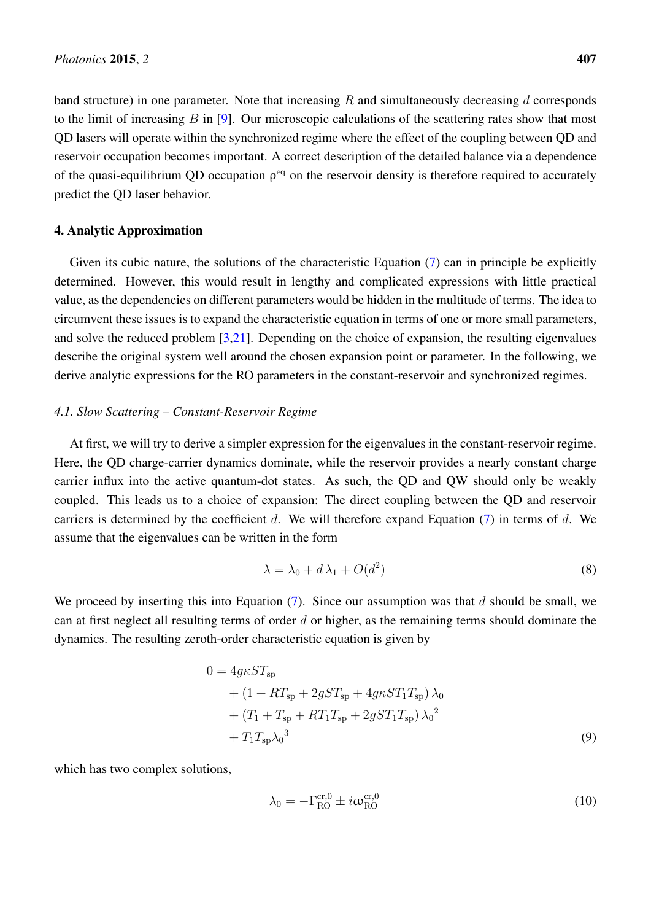band structure) in one parameter. Note that increasing $R$ and simultaneously decreasing $d$ corresponds to the limit of increasing $B$ in [9]. Our microscopic calculations of the scattering rates show that most QD lasers will operate within the synchronized regime where the effect of the coupling between QD and reservoir occupation becomes important. A correct description of the detailed balance via a dependence of the quasi-equilibrium QD occupation $\rho^{\mathrm{eq}}$ on the reservoir density is therefore required to accurately predict the QD laser behavior.

## 4. Analytic Approximation

Given its cubic nature, the solutions of the characteristic Equation (7) can in principle be explicitly determined. However, this would result in lengthy and complicated expressions with little practical value, as the dependencies on different parameters would be hidden in the multitude of terms. The idea to circumvent these issues is to expand the characteristic equation in terms of one or more small parameters, and solve the reduced problem [3,21]. Depending on the choice of expansion, the resulting eigenvalues describe the original system well around the chosen expansion point or parameter. In the following, we derive analytic expressions for the RO parameters in the constant-reservoir and synchronized regimes.

### *4.1. Slow Scattering – Constant-Reservoir Regime*

At first, we will try to derive a simpler expression for the eigenvalues in the constant-reservoir regime. Here, the QD charge-carrier dynamics dominate, while the reservoir provides a nearly constant charge carrier influx into the active quantum-dot states. As such, the QD and QW should only be weakly coupled. This leads us to a choice of expansion: The direct coupling between the QD and reservoir carriers is determined by the coefficient $d$. We will therefore expand Equation (7) in terms of $d$. We assume that the eigenvalues can be written in the form

$$\lambda = \lambda_0 + d\,\lambda_1 + O(d^2) \tag{8}$$

We proceed by inserting this into Equation (7). Since our assumption was that $d$ should be small, we can at first neglect all resulting terms of order $d$ or higher, as the remaining terms should dominate the dynamics. The resulting zeroth-order characteristic equation is given by

$$\begin{aligned}
0 = {} & 4g\kappa S T_{\mathrm{sp}} \\
& + \left(1 + RT_{\mathrm{sp}} + 2gST_{\mathrm{sp}} + 4g\kappa S T_1 T_{\mathrm{sp}}\right)\lambda_0 \\
& + \left(T_1 + T_{\mathrm{sp}} + RT_1T_{\mathrm{sp}} + 2gST_1T_{\mathrm{sp}}\right){\lambda_0}^2 \\
& + T_1T_{\mathrm{sp}}{\lambda_0}^3
\end{aligned} \tag{9}$$

which has two complex solutions,

$$\lambda_0 = -\Gamma_{\mathrm{RO}}^{\mathrm{cr},0} \pm i\omega_{\mathrm{RO}}^{\mathrm{cr},0} \tag{10}$$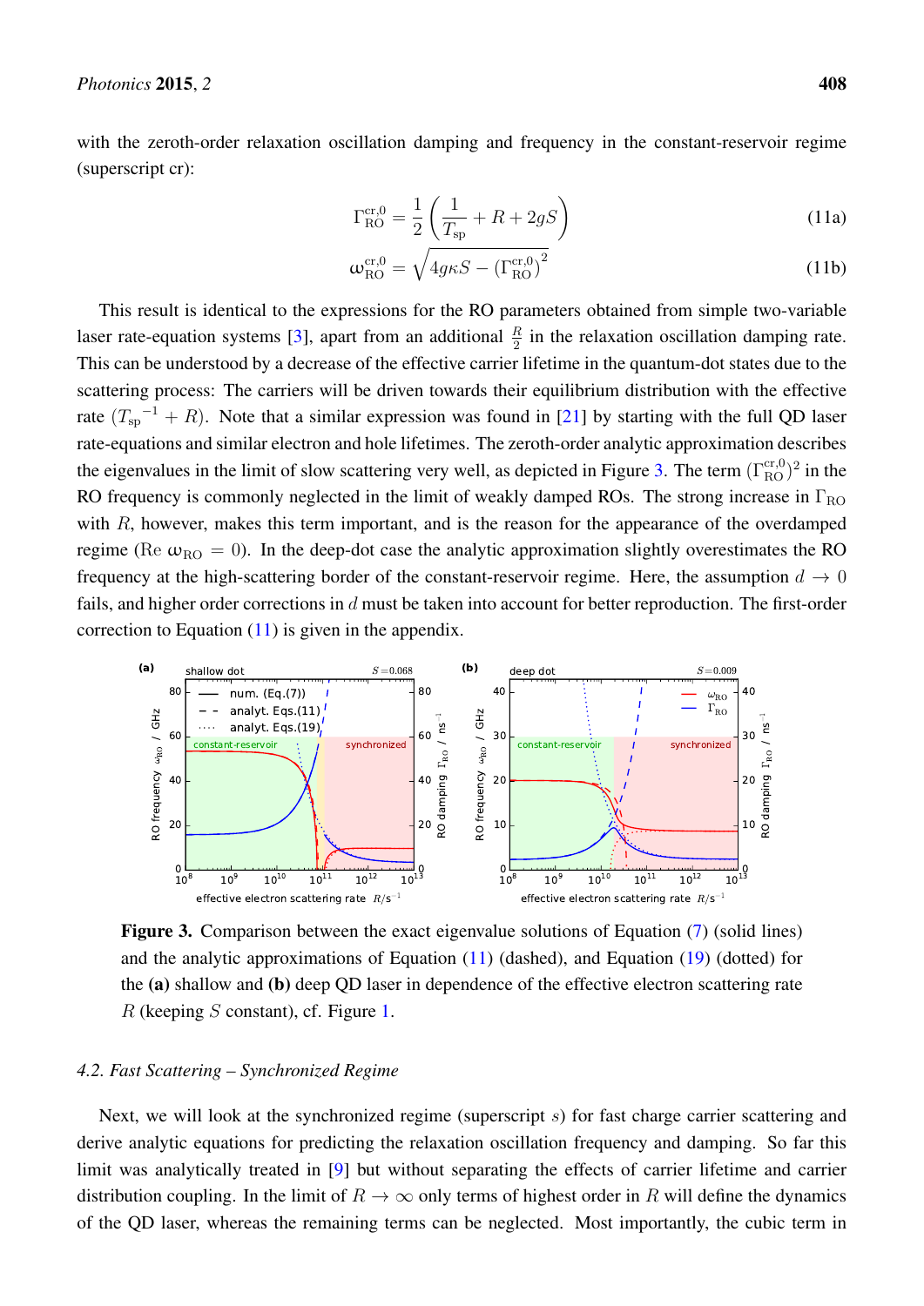with the zeroth-order relaxation oscillation damping and frequency in the constant-reservoir regime (superscript cr):

$$\Gamma_{\rm RO}^{\rm cr,0} = \frac{1}{2}\left(\frac{1}{T_{\rm sp}} + R + 2gS\right) \tag{11a}$$

$$\omega_{\rm RO}^{\rm cr,0} = \sqrt{4g\kappa S - \left(\Gamma_{\rm RO}^{\rm cr,0}\right)^2} \tag{11b}$$

This result is identical to the expressions for the RO parameters obtained from simple two-variable laser rate-equation systems [3], apart from an additional $\frac{R}{2}$ in the relaxation oscillation damping rate. This can be understood by a decrease of the effective carrier lifetime in the quantum-dot states due to the scattering process: The carriers will be driven towards their equilibrium distribution with the effective rate $(T_{\rm sp}{}^{-1} + R)$. Note that a similar expression was found in [21] by starting with the full QD laser rate-equations and similar electron and hole lifetimes. The zeroth-order analytic approximation describes the eigenvalues in the limit of slow scattering very well, as depicted in Figure 3. The term $(\Gamma_{\rm RO}^{\rm cr,0})^2$ in the RO frequency is commonly neglected in the limit of weakly damped ROs. The strong increase in $\Gamma_{\rm RO}$ with $R$, however, makes this term important, and is the reason for the appearance of the overdamped regime (Re $\omega_{\rm RO} = 0$). In the deep-dot case the analytic approximation slightly overestimates the RO frequency at the high-scattering border of the constant-reservoir regime. Here, the assumption $d \to 0$ fails, and higher order corrections in $d$ must be taken into account for better reproduction. The first-order correction to Equation (11) is given in the appendix.

**Figure 3.** Comparison between the exact eigenvalue solutions of Equation (7) (solid lines) and the analytic approximations of Equation (11) (dashed), and Equation (19) (dotted) for the **(a)** shallow and **(b)** deep QD laser in dependence of the effective electron scattering rate $R$ (keeping $S$ constant), cf. Figure 1.

### 4.2. Fast Scattering – Synchronized Regime

Next, we will look at the synchronized regime (superscript $s$) for fast charge carrier scattering and derive analytic equations for predicting the relaxation oscillation frequency and damping. So far this limit was analytically treated in [9] but without separating the effects of carrier lifetime and carrier distribution coupling. In the limit of $R \to \infty$ only terms of highest order in $R$ will define the dynamics of the QD laser, whereas the remaining terms can be neglected. Most importantly, the cubic term in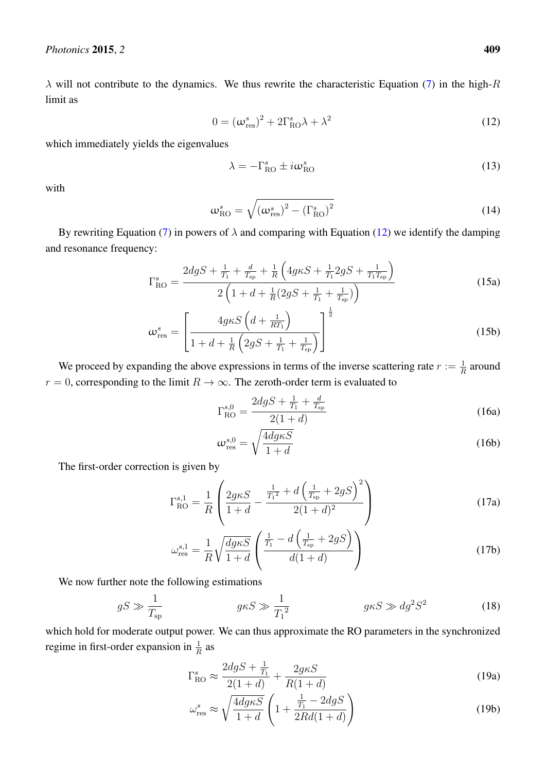$\lambda$ will not contribute to the dynamics. We thus rewrite the characteristic Equation (7) in the high-$R$ limit as

$$0 = (\omega_{\text{res}}^s)^2 + 2\Gamma_{\text{RO}}^s \lambda + \lambda^2 \tag{12}$$

which immediately yields the eigenvalues

$$\lambda = -\Gamma_{\text{RO}}^s \pm i\omega_{\text{RO}}^s \tag{13}$$

with

$$\omega_{\text{RO}}^s = \sqrt{(\omega_{\text{res}}^s)^2 - (\Gamma_{\text{RO}}^s)^2} \tag{14}$$

By rewriting Equation (7) in powers of $\lambda$ and comparing with Equation (12) we identify the damping and resonance frequency:

$$\Gamma_{\text{RO}}^s = \frac{2dgS + \frac{1}{T_1} + \frac{d}{T_{\text{sp}}} + \frac{1}{R}\left(4g\kappa S + \frac{1}{T_1}2gS + \frac{1}{T_1 T_{\text{sp}}}\right)}{2\left(1 + d + \frac{1}{R}(2gS + \frac{1}{T_1} + \frac{1}{T_{\text{sp}}})\right)} \tag{15a}$$

$$\omega_{\text{res}}^s = \left[\frac{4g\kappa S\left(d + \frac{1}{RT_1}\right)}{1 + d + \frac{1}{R}\left(2gS + \frac{1}{T_1} + \frac{1}{T_{\text{sp}}}\right)}\right]^{\frac{1}{2}} \tag{15b}$$

We proceed by expanding the above expressions in terms of the inverse scattering rate $r := \frac{1}{R}$ around $r = 0$, corresponding to the limit $R \to \infty$. The zeroth-order term is evaluated to

$$\Gamma_{\text{RO}}^{s,0} = \frac{2dgS + \frac{1}{T_1} + \frac{d}{T_{\text{sp}}}}{2(1+d)} \tag{16a}$$

$$\omega_{\text{res}}^{s,0} = \sqrt{\frac{4dg\kappa S}{1+d}} \tag{16b}$$

The first-order correction is given by

$$\Gamma_{\text{RO}}^{s,1} = \frac{1}{R}\left(\frac{2g\kappa S}{1+d} - \frac{\frac{1}{T_1{}^2} + d\left(\frac{1}{T_{\text{sp}}} + 2gS\right)^2}{2(1+d)^2}\right) \tag{17a}$$

$$\omega_{\text{res}}^{s,1} = \frac{1}{R}\sqrt{\frac{dg\kappa S}{1+d}}\left(\frac{\frac{1}{T_1} - d\left(\frac{1}{T_{\text{sp}}} + 2gS\right)}{d(1+d)}\right) \tag{17b}$$

We now further note the following estimations

$$gS \gg \frac{1}{T_{\text{sp}}} \qquad\qquad g\kappa S \gg \frac{1}{T_1{}^2} \qquad\qquad g\kappa S \gg dg^2 S^2 \tag{18}$$

which hold for moderate output power. We can thus approximate the RO parameters in the synchronized regime in first-order expansion in $\frac{1}{R}$ as

$$\Gamma_{\text{RO}}^s \approx \frac{2dgS + \frac{1}{T_1}}{2(1+d)} + \frac{2g\kappa S}{R(1+d)} \tag{19a}$$

$$\omega_{\text{res}}^s \approx \sqrt{\frac{4dg\kappa S}{1+d}}\left(1 + \frac{\frac{1}{T_1} - 2dgS}{2Rd(1+d)}\right) \tag{19b}$$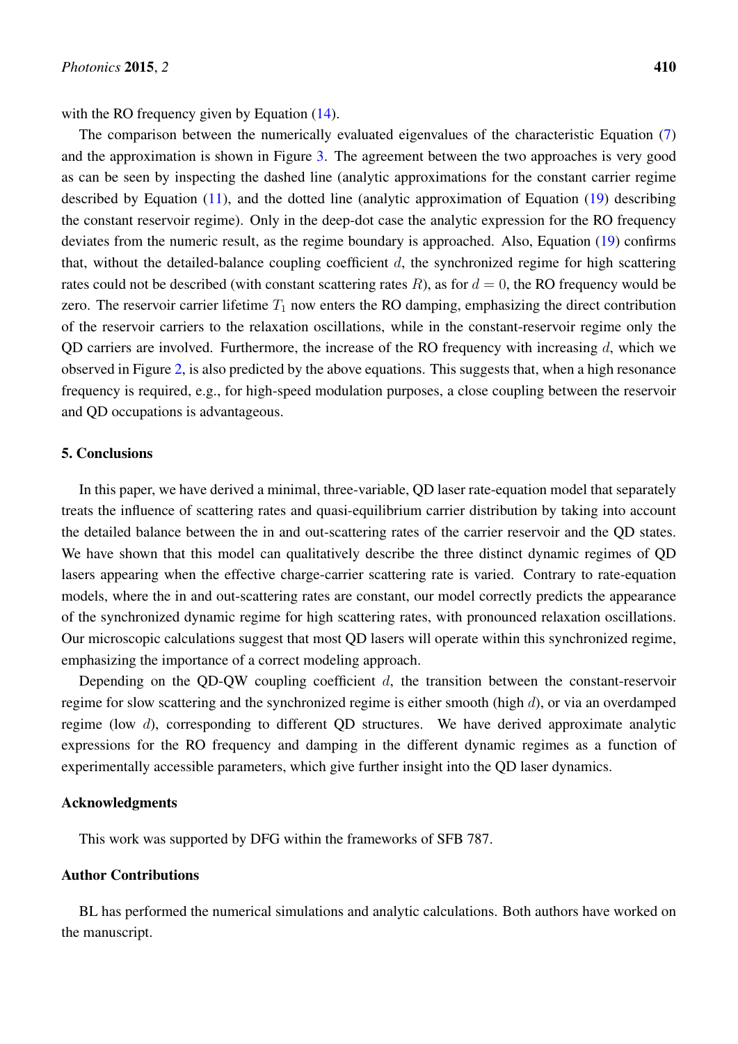with the RO frequency given by Equation (14).

The comparison between the numerically evaluated eigenvalues of the characteristic Equation (7) and the approximation is shown in Figure 3. The agreement between the two approaches is very good as can be seen by inspecting the dashed line (analytic approximations for the constant carrier regime described by Equation (11), and the dotted line (analytic approximation of Equation (19) describing the constant reservoir regime). Only in the deep-dot case the analytic expression for the RO frequency deviates from the numeric result, as the regime boundary is approached. Also, Equation (19) confirms that, without the detailed-balance coupling coefficient $d$, the synchronized regime for high scattering rates could not be described (with constant scattering rates $R$), as for $d = 0$, the RO frequency would be zero. The reservoir carrier lifetime $T_1$ now enters the RO damping, emphasizing the direct contribution of the reservoir carriers to the relaxation oscillations, while in the constant-reservoir regime only the QD carriers are involved. Furthermore, the increase of the RO frequency with increasing $d$, which we observed in Figure 2, is also predicted by the above equations. This suggests that, when a high resonance frequency is required, e.g., for high-speed modulation purposes, a close coupling between the reservoir and QD occupations is advantageous.

## 5. Conclusions

In this paper, we have derived a minimal, three-variable, QD laser rate-equation model that separately treats the influence of scattering rates and quasi-equilibrium carrier distribution by taking into account the detailed balance between the in and out-scattering rates of the carrier reservoir and the QD states. We have shown that this model can qualitatively describe the three distinct dynamic regimes of QD lasers appearing when the effective charge-carrier scattering rate is varied. Contrary to rate-equation models, where the in and out-scattering rates are constant, our model correctly predicts the appearance of the synchronized dynamic regime for high scattering rates, with pronounced relaxation oscillations. Our microscopic calculations suggest that most QD lasers will operate within this synchronized regime, emphasizing the importance of a correct modeling approach.

Depending on the QD-QW coupling coefficient $d$, the transition between the constant-reservoir regime for slow scattering and the synchronized regime is either smooth (high $d$), or via an overdamped regime (low $d$), corresponding to different QD structures. We have derived approximate analytic expressions for the RO frequency and damping in the different dynamic regimes as a function of experimentally accessible parameters, which give further insight into the QD laser dynamics.

## Acknowledgments

This work was supported by DFG within the frameworks of SFB 787.

## Author Contributions

BL has performed the numerical simulations and analytic calculations. Both authors have worked on the manuscript.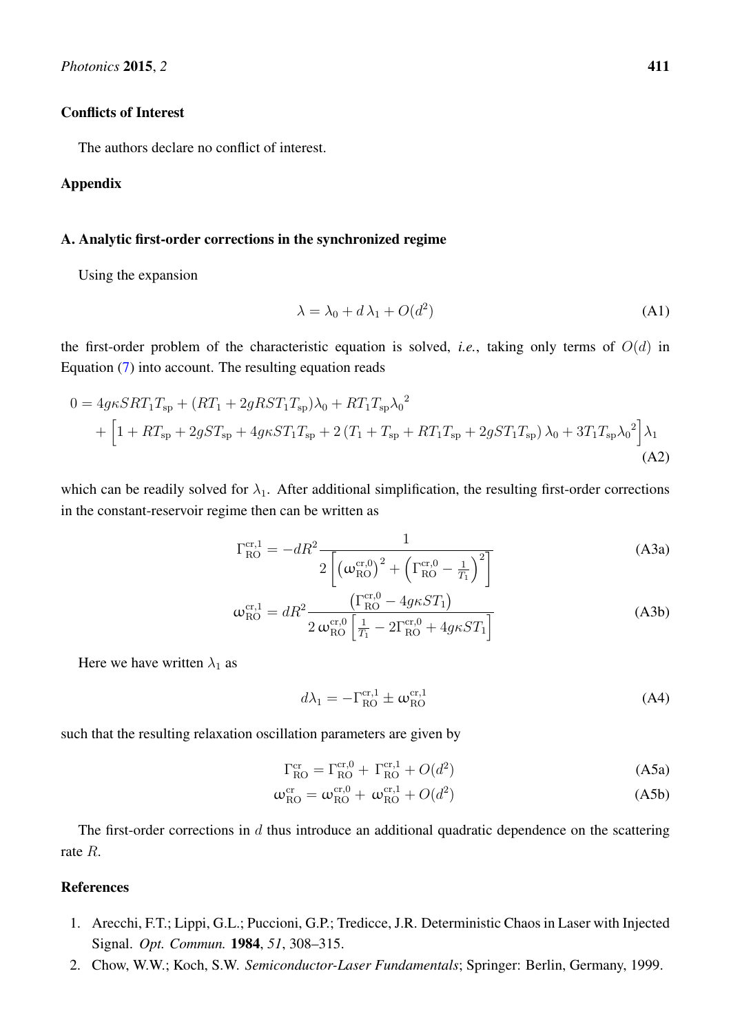## Conflicts of Interest

The authors declare no conflict of interest.

## Appendix

### A. Analytic first-order corrections in the synchronized regime

Using the expansion

$$\lambda = \lambda_0 + d\,\lambda_1 + O(d^2) \tag{A1}$$

the first-order problem of the characteristic equation is solved, *i.e.*, taking only terms of $O(d)$ in Equation (7) into account. The resulting equation reads

$$\begin{aligned}
0 = {} & 4g\kappa SRT_1T_{\text{sp}} + (RT_1 + 2gRST_1T_{\text{sp}})\lambda_0 + RT_1T_{\text{sp}}{\lambda_0}^2 \\
& + \Big[1 + RT_{\text{sp}} + 2gST_{\text{sp}} + 4g\kappa ST_1T_{\text{sp}} + 2\left(T_1 + T_{\text{sp}} + RT_1T_{\text{sp}} + 2gST_1T_{\text{sp}}\right)\lambda_0 + 3T_1T_{\text{sp}}{\lambda_0}^2\Big]\lambda_1
\end{aligned} \tag{A2}$$

which can be readily solved for $\lambda_1$. After additional simplification, the resulting first-order corrections in the constant-reservoir regime then can be written as

$$\Gamma_{\text{RO}}^{\text{cr},1} = -dR^2\frac{1}{2\left[\left(\omega_{\text{RO}}^{\text{cr},0}\right)^2 + \left(\Gamma_{\text{RO}}^{\text{cr},0} - \frac{1}{T_1}\right)^2\right]} \tag{A3a}$$

$$\omega_{\text{RO}}^{\text{cr},1} = dR^2\frac{\left(\Gamma_{\text{RO}}^{\text{cr},0} - 4g\kappa ST_1\right)}{2\,\omega_{\text{RO}}^{\text{cr},0}\left[\frac{1}{T_1} - 2\Gamma_{\text{RO}}^{\text{cr},0} + 4g\kappa ST_1\right]} \tag{A3b}$$

Here we have written $\lambda_1$ as

$$d\lambda_1 = -\Gamma_{\text{RO}}^{\text{cr},1} \pm \omega_{\text{RO}}^{\text{cr},1} \tag{A4}$$

such that the resulting relaxation oscillation parameters are given by

$$\Gamma_{\text{RO}}^{\text{cr}} = \Gamma_{\text{RO}}^{\text{cr},0} + \Gamma_{\text{RO}}^{\text{cr},1} + O(d^2) \tag{A5a}$$

$$\omega_{\text{RO}}^{\text{cr}} = \omega_{\text{RO}}^{\text{cr},0} + \omega_{\text{RO}}^{\text{cr},1} + O(d^2) \tag{A5b}$$

The first-order corrections in $d$ thus introduce an additional quadratic dependence on the scattering rate $R$.

## References

1. Arecchi, F.T.; Lippi, G.L.; Puccioni, G.P.; Tredicce, J.R. Deterministic Chaos in Laser with Injected Signal. *Opt. Commun.* **1984**, *51*, 308–315.
2. Chow, W.W.; Koch, S.W. *Semiconductor-Laser Fundamentals*; Springer: Berlin, Germany, 1999.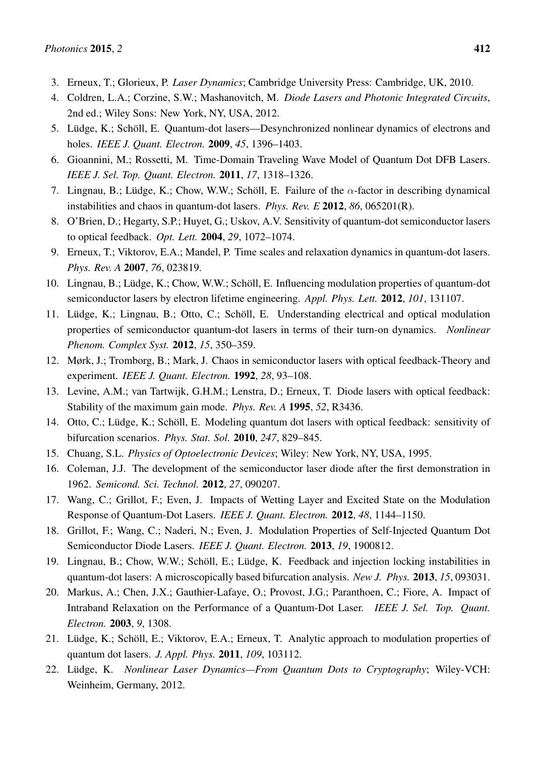3. Erneux, T.; Glorieux, P. *Laser Dynamics*; Cambridge University Press: Cambridge, UK, 2010.
4. Coldren, L.A.; Corzine, S.W.; Mashanovitch, M. *Diode Lasers and Photonic Integrated Circuits*, 2nd ed.; Wiley Sons: New York, NY, USA, 2012.
5. Lüdge, K.; Schöll, E. Quantum-dot lasers—Desynchronized nonlinear dynamics of electrons and holes. *IEEE J. Quant. Electron.* **2009**, *45*, 1396–1403.
6. Gioannini, M.; Rossetti, M. Time-Domain Traveling Wave Model of Quantum Dot DFB Lasers. *IEEE J. Sel. Top. Quant. Electron.* **2011**, *17*, 1318–1326.
7. Lingnau, B.; Lüdge, K.; Chow, W.W.; Schöll, E. Failure of the $\alpha$-factor in describing dynamical instabilities and chaos in quantum-dot lasers. *Phys. Rev. E* **2012**, *86*, 065201(R).
8. O'Brien, D.; Hegarty, S.P.; Huyet, G.; Uskov, A.V. Sensitivity of quantum-dot semiconductor lasers to optical feedback. *Opt. Lett.* **2004**, *29*, 1072–1074.
9. Erneux, T.; Viktorov, E.A.; Mandel, P. Time scales and relaxation dynamics in quantum-dot lasers. *Phys. Rev. A* **2007**, *76*, 023819.
10. Lingnau, B.; Lüdge, K.; Chow, W.W.; Schöll, E. Influencing modulation properties of quantum-dot semiconductor lasers by electron lifetime engineering. *Appl. Phys. Lett.* **2012**, *101*, 131107.
11. Lüdge, K.; Lingnau, B.; Otto, C.; Schöll, E. Understanding electrical and optical modulation properties of semiconductor quantum-dot lasers in terms of their turn-on dynamics. *Nonlinear Phenom. Complex Syst.* **2012**, *15*, 350–359.
12. Mørk, J.; Tromborg, B.; Mark, J. Chaos in semiconductor lasers with optical feedback-Theory and experiment. *IEEE J. Quant. Electron.* **1992**, *28*, 93–108.
13. Levine, A.M.; van Tartwijk, G.H.M.; Lenstra, D.; Erneux, T. Diode lasers with optical feedback: Stability of the maximum gain mode. *Phys. Rev. A* **1995**, *52*, R3436.
14. Otto, C.; Lüdge, K.; Schöll, E. Modeling quantum dot lasers with optical feedback: sensitivity of bifurcation scenarios. *Phys. Stat. Sol.* **2010**, *247*, 829–845.
15. Chuang, S.L. *Physics of Optoelectronic Devices*; Wiley: New York, NY, USA, 1995.
16. Coleman, J.J. The development of the semiconductor laser diode after the first demonstration in 1962. *Semicond. Sci. Technol.* **2012**, *27*, 090207.
17. Wang, C.; Grillot, F.; Even, J. Impacts of Wetting Layer and Excited State on the Modulation Response of Quantum-Dot Lasers. *IEEE J. Quant. Electron.* **2012**, *48*, 1144–1150.
18. Grillot, F.; Wang, C.; Naderi, N.; Even, J. Modulation Properties of Self-Injected Quantum Dot Semiconductor Diode Lasers. *IEEE J. Quant. Electron.* **2013**, *19*, 1900812.
19. Lingnau, B.; Chow, W.W.; Schöll, E.; Lüdge, K. Feedback and injection locking instabilities in quantum-dot lasers: A microscopically based bifurcation analysis. *New J. Phys.* **2013**, *15*, 093031.
20. Markus, A.; Chen, J.X.; Gauthier-Lafaye, O.; Provost, J.G.; Paranthoen, C.; Fiore, A. Impact of Intraband Relaxation on the Performance of a Quantum-Dot Laser. *IEEE J. Sel. Top. Quant. Electron.* **2003**, *9*, 1308.
21. Lüdge, K.; Schöll, E.; Viktorov, E.A.; Erneux, T. Analytic approach to modulation properties of quantum dot lasers. *J. Appl. Phys.* **2011**, *109*, 103112.
22. Lüdge, K. *Nonlinear Laser Dynamics—From Quantum Dots to Cryptography*; Wiley-VCH: Weinheim, Germany, 2012.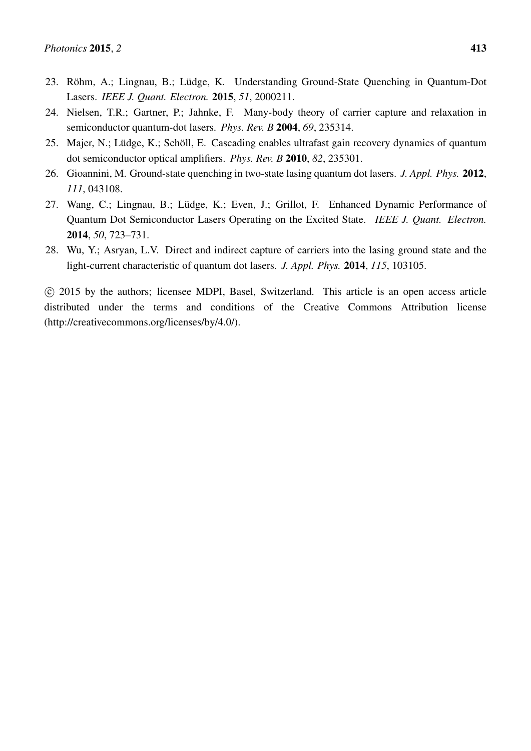23. Röhm, A.; Lingnau, B.; Lüdge, K. Understanding Ground-State Quenching in Quantum-Dot Lasers. *IEEE J. Quant. Electron.* **2015**, *51*, 2000211.
24. Nielsen, T.R.; Gartner, P.; Jahnke, F. Many-body theory of carrier capture and relaxation in semiconductor quantum-dot lasers. *Phys. Rev. B* **2004**, *69*, 235314.
25. Majer, N.; Lüdge, K.; Schöll, E. Cascading enables ultrafast gain recovery dynamics of quantum dot semiconductor optical amplifiers. *Phys. Rev. B* **2010**, *82*, 235301.
26. Gioannini, M. Ground-state quenching in two-state lasing quantum dot lasers. *J. Appl. Phys.* **2012**, *111*, 043108.
27. Wang, C.; Lingnau, B.; Lüdge, K.; Even, J.; Grillot, F. Enhanced Dynamic Performance of Quantum Dot Semiconductor Lasers Operating on the Excited State. *IEEE J. Quant. Electron.* **2014**, *50*, 723–731.
28. Wu, Y.; Asryan, L.V. Direct and indirect capture of carriers into the lasing ground state and the light-current characteristic of quantum dot lasers. *J. Appl. Phys.* **2014**, *115*, 103105.

© 2015 by the authors; licensee MDPI, Basel, Switzerland. This article is an open access article distributed under the terms and conditions of the Creative Commons Attribution license (http://creativecommons.org/licenses/by/4.0/).